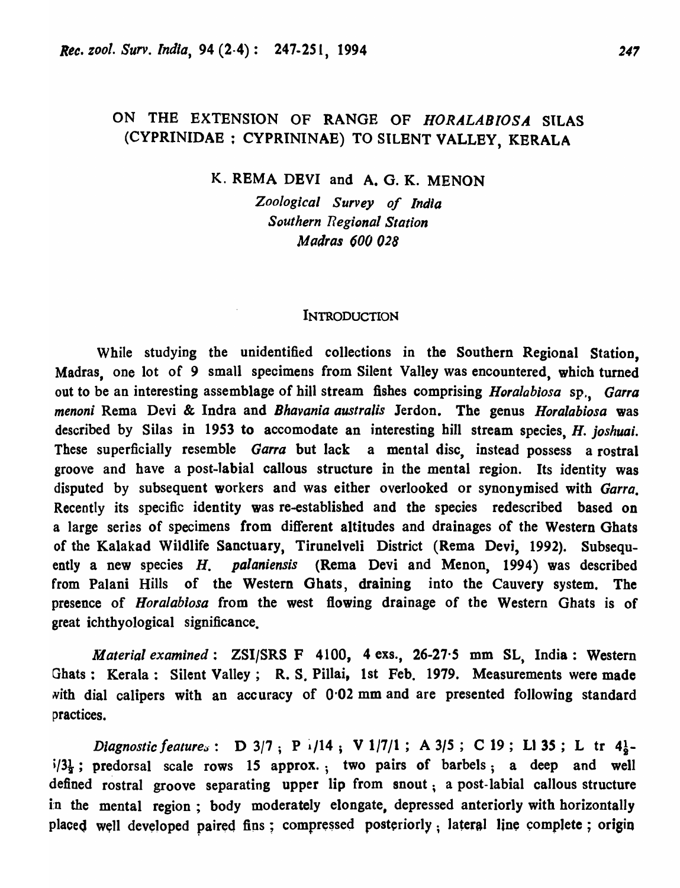# ON THE EXTENSION OF RANGE OF *HORALABIOSA* SILAS (CYPRINIDAE ; CYPRININAE) TO SILENT VALLEY, KERALA

K. REMA DEVI and A. G. K. MENON

*Zoological Survey of India*
*Southern Regional Station*
*Madras 600 028*

## INTRODUCTION

While studying the unidentified collections in the Southern Regional Station, Madras, one lot of 9 small specimens from Silent Valley was encountered, which turned out to be an interesting assemblage of hill stream fishes comprising *Horalabiosa* sp., *Garra menoni* Rema Devi & Indra and *Bhavania australis* Jerdon. The genus *Horalabiosa* was described by Silas in 1953 to accomodate an interesting hill stream species, *H. joshuai*. These superficially resemble *Garra* but lack a mental disc, instead possess a rostral groove and have a post-labial callous structure in the mental region. Its identity was disputed by subsequent workers and was either overlooked or synonymised with *Garra*. Recently its specific identity was re-established and the species redescribed based on a large series of specimens from different altitudes and drainages of the Western Ghats of the Kalakad Wildlife Sanctuary, Tirunelveli District (Rema Devi, 1992). Subsequently a new species *H. palaniensis* (Rema Devi and Menon, 1994) was described from Palani Hills of the Western Ghats, draining into the Cauvery system. The presence of *Horalabiosa* from the west flowing drainage of the Western Ghats is of great ichthyological significance.

*Material examined* : ZSI/SRS F 4100, 4 exs., 26-27·5 mm SL, India : Western Ghats : Kerala : Silent Valley ; R. S. Pillai, 1st Feb. 1979. Measurements were made with dial calipers with an accuracy of 0·02 mm and are presented following standard practices.

*Diagnostic features* : D 3/7 ; P i/14 ; V 1/7/1 ; A 3/5 ; C 19 ; Ll 35 ; L tr $4\frac{1}{2}$-i/$3\frac{1}{2}$ ; predorsal scale rows 15 approx. ; two pairs of barbels ; a deep and well defined rostral groove separating upper lip from snout ; a post-labial callous structure in the mental region ; body moderately elongate, depressed anteriorly with horizontally placed well developed paired fins ; compressed posteriorly ; lateral line complete ; origin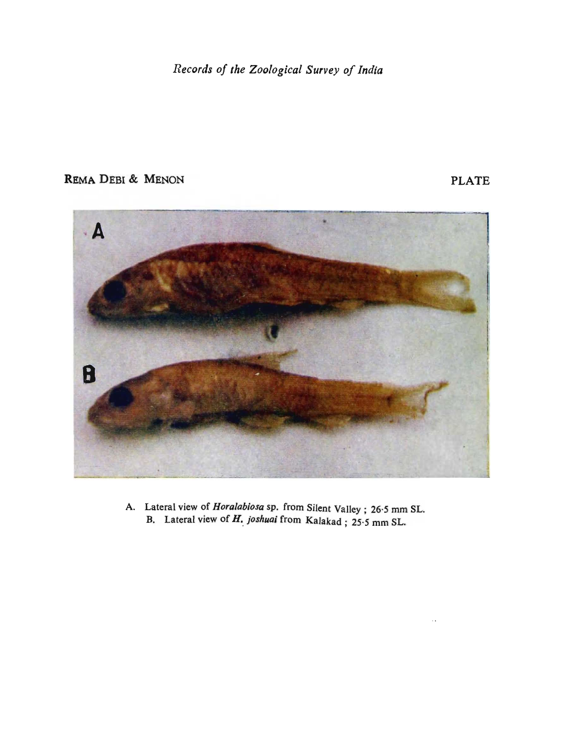REMA DEBI & MENON

PLATE

A. Lateral view of ***Horalabiosa*** sp. from Silent Valley ; 26·5 mm SL.

B. Lateral view of ***H. joshuai*** from Kalakad ; 25·5 mm SL.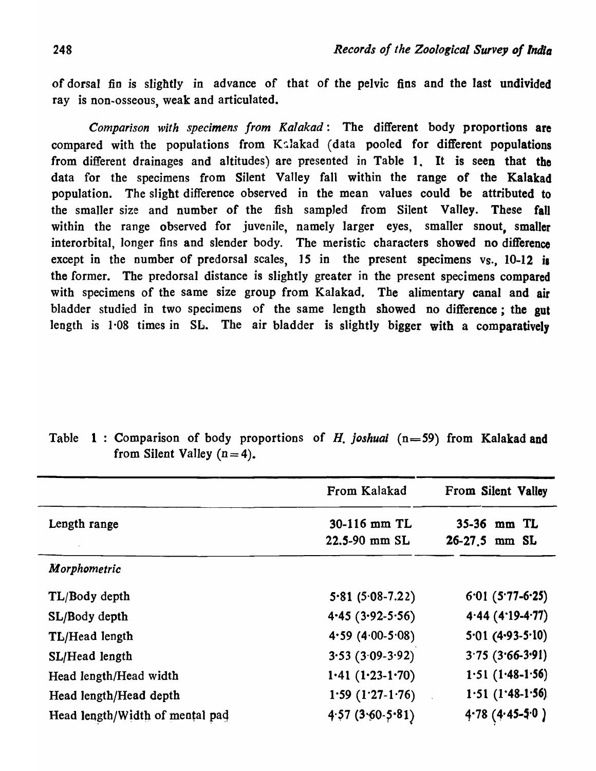of dorsal fin is slightly in advance of that of the pelvic fins and the last undivided ray is non-osseous, weak and articulated.

*Comparison with specimens from Kalakad*: The different body proportions are compared with the populations from Kalakad (data pooled for different populations from different drainages and altitudes) are presented in Table 1. It is seen that the data for the specimens from Silent Valley fall within the range of the Kalakad population. The slight difference observed in the mean values could be attributed to the smaller size and number of the fish sampled from Silent Valley. These fall within the range observed for juvenile, namely larger eyes, smaller snout, smaller interorbital, longer fins and slender body. The meristic characters showed no difference except in the number of predorsal scales, 15 in the present specimens vs., 10-12 is the former. The predorsal distance is slightly greater in the present specimens compared with specimens of the same size group from Kalakad. The alimentary canal and air bladder studied in two specimens of the same length showed no difference; the gut length is 1·08 times in SL. The air bladder is slightly bigger with a comparatively

Table 1 : Comparison of body proportions of *H. joshuai* (n=59) from Kalakad and from Silent Valley (n=4).

| | From Kalakad | From Silent Valley |
|---|---|---|
| Length range | 30-116 mm TL<br>22.5-90 mm SL | 35-36 mm TL<br>26-27.5 mm SL |
| *Morphometric* | | |
| TL/Body depth | 5·81 (5·08-7.22) | 6·01 (5·77-6·25) |
| SL/Body depth | 4·45 (3·92-5·56) | 4·44 (4·19-4·77) |
| TL/Head length | 4·59 (4·00-5·08) | 5·01 (4·93-5·10) |
| SL/Head length | 3·53 (3·09-3·92) | 3·75 (3·66-3·91) |
| Head length/Head width | 1·41 (1·23-1·70) | 1·51 (1·48-1·56) |
| Head length/Head depth | 1·59 (1·27-1·76) | 1·51 (1·48-1·56) |
| Head length/Width of mental pad | 4·57 (3·60-5·81) | 4·78 (4·45-5·0) |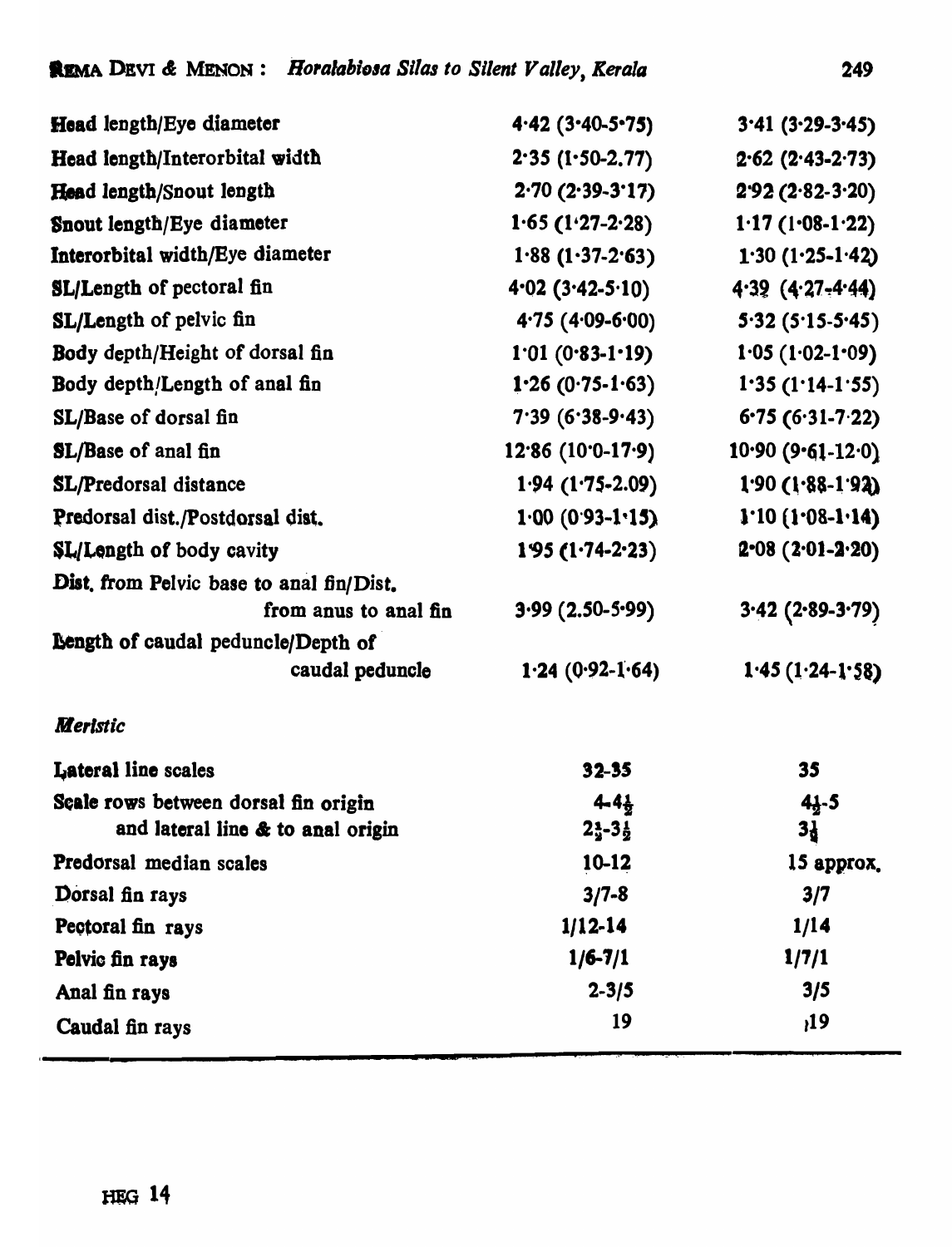| | | |
|---|---|---|
| Head length/Eye diameter | 4·42 (3·40-5·75) | 3·41 (3·29-3·45) |
| Head length/Interorbital width | 2·35 (1·50-2.77) | 2·62 (2·43-2·73) |
| Head length/Snout length | 2·70 (2·39-3·17) | 2·92 (2·82-3·20) |
| Snout length/Eye diameter | 1·65 (1·27-2·28) | 1·17 (1·08-1·22) |
| Interorbital width/Eye diameter | 1·88 (1·37-2·63) | 1·30 (1·25-1·42) |
| SL/Length of pectoral fin | 4·02 (3·42-5·10) | 4·39 (4·27-4·44) |
| SL/Length of pelvic fin | 4·75 (4·09-6·00) | 5·32 (5·15-5·45) |
| Body depth/Height of dorsal fin | 1·01 (0·83-1·19) | 1·05 (1·02-1·09) |
| Body depth/Length of anal fin | 1·26 (0·75-1·63) | 1·35 (1·14-1·55) |
| SL/Base of dorsal fin | 7·39 (6·38-9·43) | 6·75 (6·31-7·22) |
| SL/Base of anal fin | 12·86 (10·0-17·9) | 10·90 (9·61-12·0) |
| SL/Predorsal distance | 1·94 (1·75-2.09) | 1·90 (1·88-1·92) |
| Predorsal dist./Postdorsal dist. | 1·00 (0·93-1·15) | 1·10 (1·08-1·14) |
| SL/Length of body cavity | 1·95 (1·74-2·23) | 2·08 (2·01-2·20) |
| Dist. from Pelvic base to anal fin/Dist. from anus to anal fin | 3·99 (2.50-5·99) | 3·42 (2·89-3·79) |
| Length of caudal peduncle/Depth of caudal peduncle | 1·24 (0·92-1·64) | 1·45 (1·24-1·58) |

*Meristic*

| | | |
|---|---|---|
| Lateral line scales | 32-35 | 35 |
| Scale rows between dorsal fin origin and lateral line & to anal origin | 4-4½ / 2½-3½ | 4½-5 / 3½ |
| Predorsal median scales | 10-12 | 15 approx. |
| Dorsal fin rays | 3/7-8 | 3/7 |
| Pectoral fin rays | 1/12-14 | 1/14 |
| Pelvic fin rays | 1/6-7/1 | 1/7/1 |
| Anal fin rays | 2-3/5 | 3/5 |
| Caudal fin rays | 19 | 19 |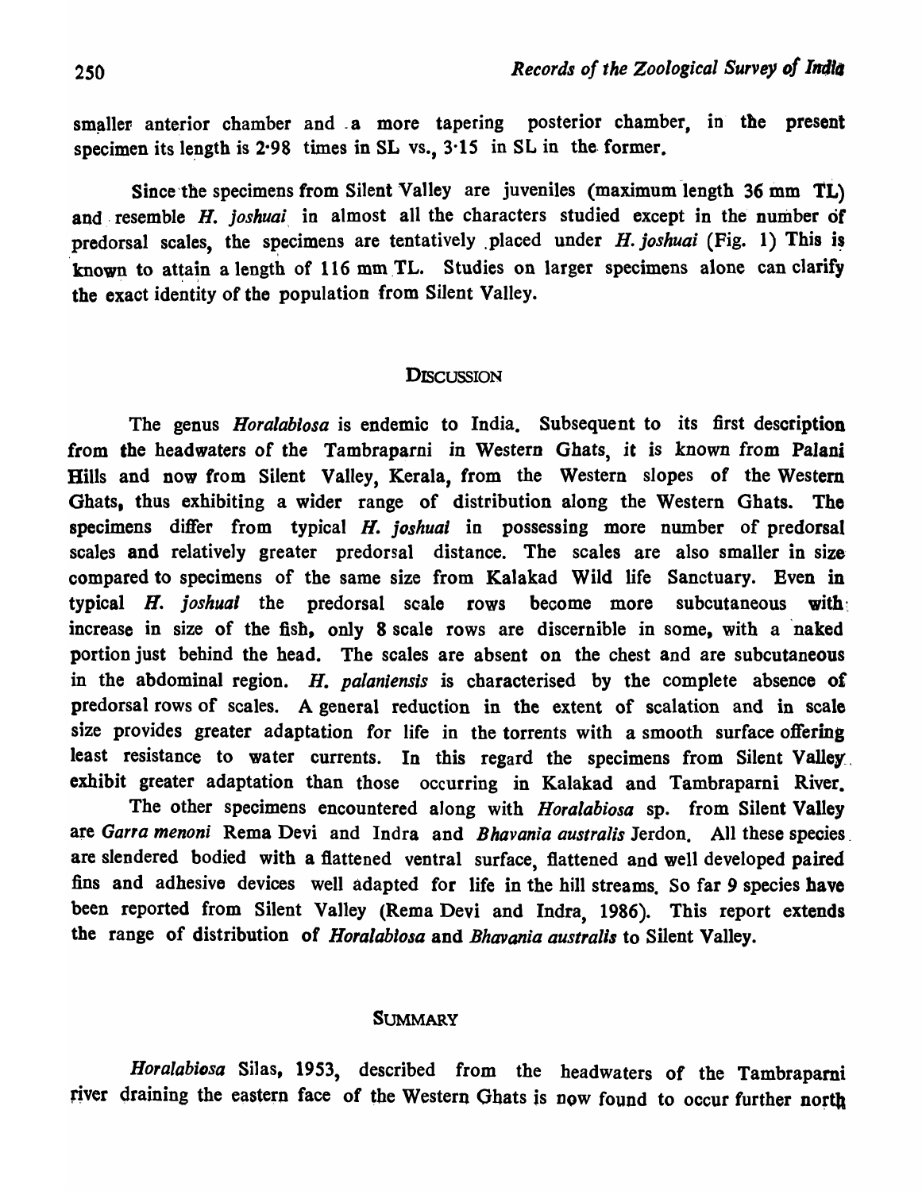smaller anterior chamber and a more tapering posterior chamber, in the present specimen its length is 2·98 times in SL vs., 3·15 in SL in the former.

Since the specimens from Silent Valley are juveniles (maximum length 36 mm TL) and resemble *H. joshuai* in almost all the characters studied except in the number of predorsal scales, the specimens are tentatively placed under *H. joshuai* (Fig. 1) This is known to attain a length of 116 mm TL. Studies on larger specimens alone can clarify the exact identity of the population from Silent Valley.

## Discussion

The genus *Horalabiosa* is endemic to India. Subsequent to its first description from the headwaters of the Tambraparni in Western Ghats, it is known from Palani Hills and now from Silent Valley, Kerala, from the Western slopes of the Western Ghats, thus exhibiting a wider range of distribution along the Western Ghats. The specimens differ from typical *H. joshuai* in possessing more number of predorsal scales and relatively greater predorsal distance. The scales are also smaller in size compared to specimens of the same size from Kalakad Wild life Sanctuary. Even in typical *H. joshuai* the predorsal scale rows become more subcutaneous with increase in size of the fish, only 8 scale rows are discernible in some, with a naked portion just behind the head. The scales are absent on the chest and are subcutaneous in the abdominal region. *H. palaniensis* is characterised by the complete absence of predorsal rows of scales. A general reduction in the extent of scalation and in scale size provides greater adaptation for life in the torrents with a smooth surface offering least resistance to water currents. In this regard the specimens from Silent Valley exhibit greater adaptation than those occurring in Kalakad and Tambraparni River.

The other specimens encountered along with *Horalabiosa* sp. from Silent Valley are *Garra menoni* Rema Devi and Indra and *Bhavania australis* Jerdon. All these species are slendered bodied with a flattened ventral surface, flattened and well developed paired fins and adhesive devices well adapted for life in the hill streams. So far 9 species have been reported from Silent Valley (Rema Devi and Indra, 1986). This report extends the range of distribution of *Horalabiosa* and *Bhavania australis* to Silent Valley.

## Summary

*Horalabiosa* Silas, 1953, described from the headwaters of the Tambraparni river draining the eastern face of the Western Ghats is now found to occur further north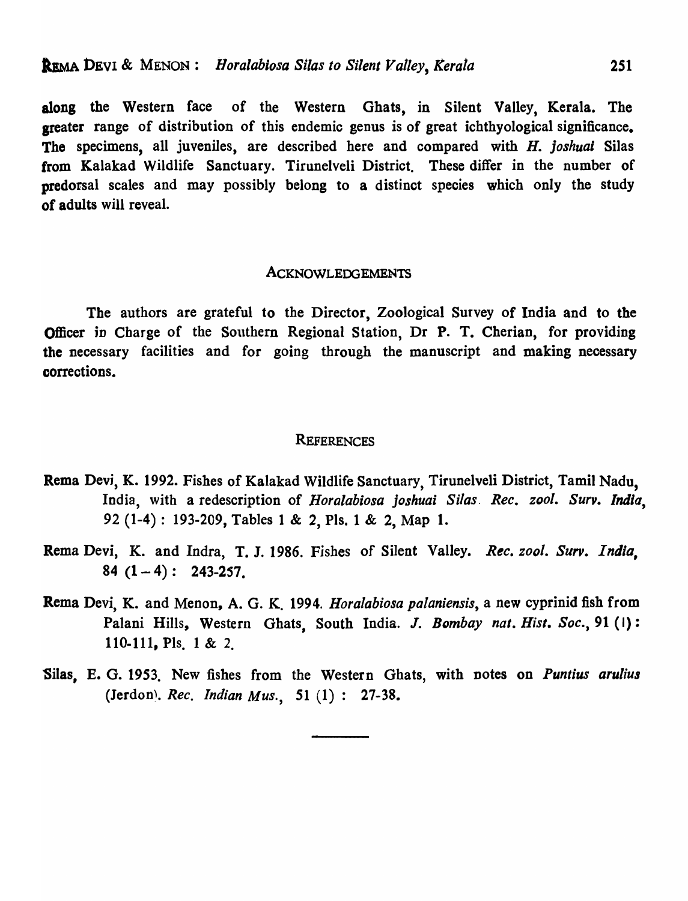along the Western face of the Western Ghats, in Silent Valley, Kerala. The greater range of distribution of this endemic genus is of great ichthyological significance. The specimens, all juveniles, are described here and compared with *H. joshuai* Silas from Kalakad Wildlife Sanctuary. Tirunelveli District. These differ in the number of predorsal scales and may possibly belong to a distinct species which only the study of adults will reveal.

## ACKNOWLEDGEMENTS

The authors are grateful to the Director, Zoological Survey of India and to the Officer in Charge of the Southern Regional Station, Dr P. T. Cherian, for providing the necessary facilities and for going through the manuscript and making necessary corrections.

## REFERENCES

Rema Devi, K. 1992. Fishes of Kalakad Wildlife Sanctuary, Tirunelveli District, Tamil Nadu, India, with a redescription of *Horalabiosa joshuai Silas*. *Rec. zool. Surv. India*, 92 (1-4) : 193-209, Tables 1 & 2, Pls. 1 & 2, Map 1.

Rema Devi, K. and Indra, T. J. 1986. Fishes of Silent Valley. *Rec. zool. Surv. India*, 84 (1-4) : 243-257.

Rema Devi, K. and Menon, A. G. K. 1994. *Horalabiosa palaniensis*, a new cyprinid fish from Palani Hills, Western Ghats, South India. *J. Bombay nat. Hist. Soc.*, 91 (1) : 110-111, Pls. 1 & 2.

Silas, E. G. 1953. New fishes from the Western Ghats, with notes on *Puntius arulius* (Jerdon). *Rec. Indian Mus.*, 51 (1) : 27-38.